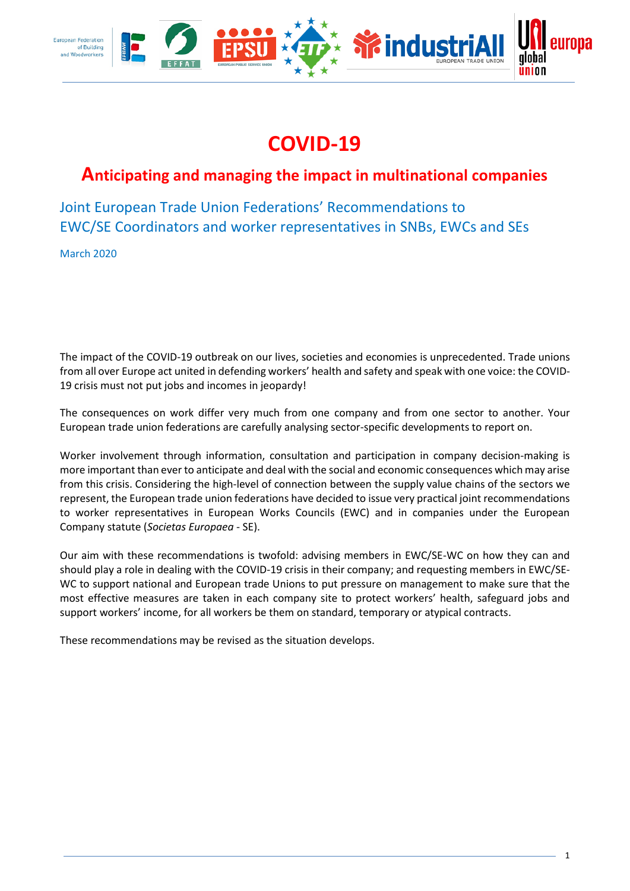# COVID-19

## Anticipating and managing the impact in multinational companies

### Joint European Trade Union Federations' Recommendations to EWC/SE Coordinators and worker representatives in SNBs, EWCs and SEs

March 2020

The impact of the COVID-19 outbreak on our lives, societies and economies is unprecedented. Trade unions from all over Europe act united in defending workers' health and safety and speak with one voice: the COVID-19 crisis must not put jobs and incomes in jeopardy!

The consequences on work differ very much from one company and from one sector to another. Your European trade union federations are carefully analysing sector-specific developments to report on.

Worker involvement through information, consultation and participation in company decision-making is more important than ever to anticipate and deal with the social and economic consequences which may arise from this crisis. Considering the high-level of connection between the supply value chains of the sectors we represent, the European trade union federations have decided to issue very practical joint recommendations to worker representatives in European Works Councils (EWC) and in companies under the European Company statute (*Societas Europaea* - SE).

Our aim with these recommendations is twofold: advising members in EWC/SE-WC on how they can and should play a role in dealing with the COVID-19 crisis in their company; and requesting members in EWC/SE-WC to support national and European trade Unions to put pressure on management to make sure that the most effective measures are taken in each company site to protect workers' health, safeguard jobs and support workers' income, for all workers be them on standard, temporary or atypical contracts.

These recommendations may be revised as the situation develops.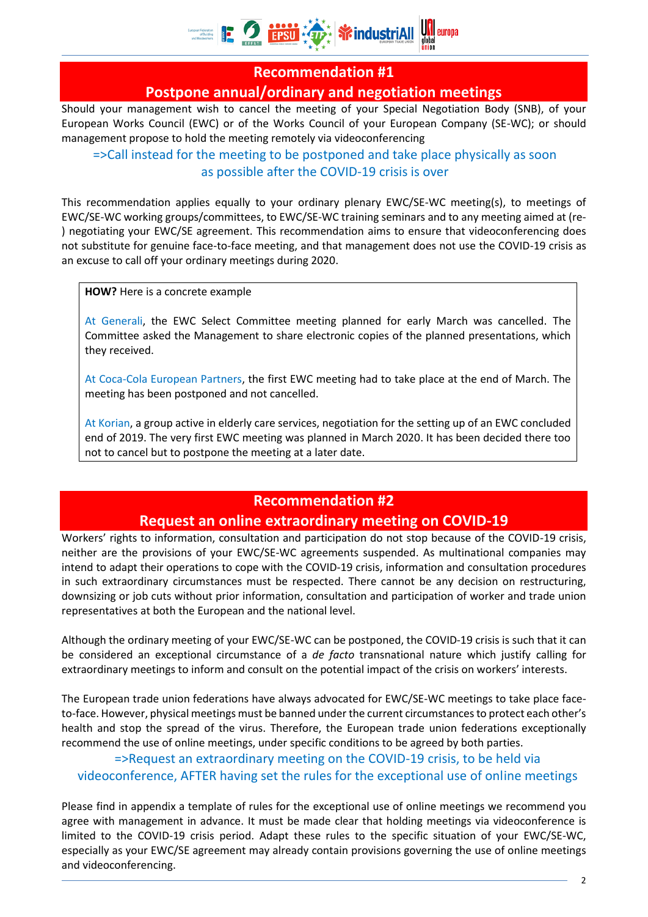## Recommendation #1

## Postpone annual/ordinary and negotiation meetings

Should your management wish to cancel the meeting of your Special Negotiation Body (SNB), of your European Works Council (EWC) or of the Works Council of your European Company (SE-WC); or should management propose to hold the meeting remotely via videoconferencing

=>Call instead for the meeting to be postponed and take place physically as soon as possible after the COVID-19 crisis is over

This recommendation applies equally to your ordinary plenary EWC/SE-WC meeting(s), to meetings of EWC/SE-WC working groups/committees, to EWC/SE-WC training seminars and to any meeting aimed at (re-) negotiating your EWC/SE agreement. This recommendation aims to ensure that videoconferencing does not substitute for genuine face-to-face meeting, and that management does not use the COVID-19 crisis as an excuse to call off your ordinary meetings during 2020.

> **HOW?** Here is a concrete example
>
> At Generali, the EWC Select Committee meeting planned for early March was cancelled. The Committee asked the Management to share electronic copies of the planned presentations, which they received.
>
> At Coca-Cola European Partners, the first EWC meeting had to take place at the end of March. The meeting has been postponed and not cancelled.
>
> At Korian, a group active in elderly care services, negotiation for the setting up of an EWC concluded end of 2019. The very first EWC meeting was planned in March 2020. It has been decided there too not to cancel but to postpone the meeting at a later date.

## Recommendation #2

## Request an online extraordinary meeting on COVID-19

Workers' rights to information, consultation and participation do not stop because of the COVID-19 crisis, neither are the provisions of your EWC/SE-WC agreements suspended. As multinational companies may intend to adapt their operations to cope with the COVID-19 crisis, information and consultation procedures in such extraordinary circumstances must be respected. There cannot be any decision on restructuring, downsizing or job cuts without prior information, consultation and participation of worker and trade union representatives at both the European and the national level.

Although the ordinary meeting of your EWC/SE-WC can be postponed, the COVID-19 crisis is such that it can be considered an exceptional circumstance of a *de facto* transnational nature which justify calling for extraordinary meetings to inform and consult on the potential impact of the crisis on workers' interests.

The European trade union federations have always advocated for EWC/SE-WC meetings to take place face-to-face. However, physical meetings must be banned under the current circumstances to protect each other's health and stop the spread of the virus. Therefore, the European trade union federations exceptionally recommend the use of online meetings, under specific conditions to be agreed by both parties.

=>Request an extraordinary meeting on the COVID-19 crisis, to be held via videoconference, AFTER having set the rules for the exceptional use of online meetings

Please find in appendix a template of rules for the exceptional use of online meetings we recommend you agree with management in advance. It must be made clear that holding meetings via videoconference is limited to the COVID-19 crisis period. Adapt these rules to the specific situation of your EWC/SE-WC, especially as your EWC/SE agreement may already contain provisions governing the use of online meetings and videoconferencing.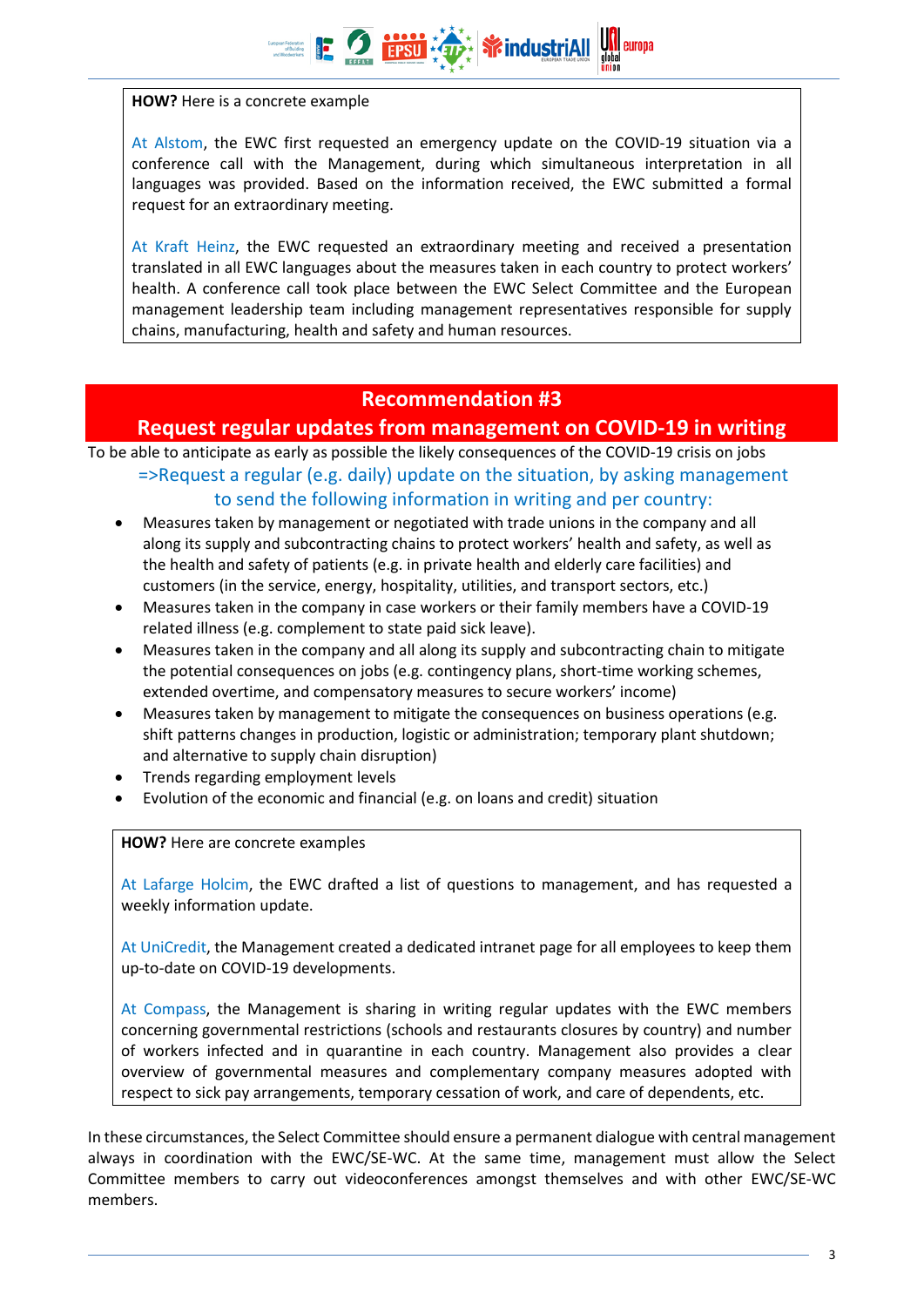**HOW?** Here is a concrete example

At Alstom, the EWC first requested an emergency update on the COVID-19 situation via a conference call with the Management, during which simultaneous interpretation in all languages was provided. Based on the information received, the EWC submitted a formal request for an extraordinary meeting.

At Kraft Heinz, the EWC requested an extraordinary meeting and received a presentation translated in all EWC languages about the measures taken in each country to protect workers' health. A conference call took place between the EWC Select Committee and the European management leadership team including management representatives responsible for supply chains, manufacturing, health and safety and human resources.

## Recommendation #3
## Request regular updates from management on COVID-19 in writing

To be able to anticipate as early as possible the likely consequences of the COVID-19 crisis on jobs

=>Request a regular (e.g. daily) update on the situation, by asking management to send the following information in writing and per country:

- Measures taken by management or negotiated with trade unions in the company and all along its supply and subcontracting chains to protect workers' health and safety, as well as the health and safety of patients (e.g. in private health and elderly care facilities) and customers (in the service, energy, hospitality, utilities, and transport sectors, etc.)
- Measures taken in the company in case workers or their family members have a COVID-19 related illness (e.g. complement to state paid sick leave).
- Measures taken in the company and all along its supply and subcontracting chain to mitigate the potential consequences on jobs (e.g. contingency plans, short-time working schemes, extended overtime, and compensatory measures to secure workers' income)
- Measures taken by management to mitigate the consequences on business operations (e.g. shift patterns changes in production, logistic or administration; temporary plant shutdown; and alternative to supply chain disruption)
- Trends regarding employment levels
- Evolution of the economic and financial (e.g. on loans and credit) situation

**HOW?** Here are concrete examples

At Lafarge Holcim, the EWC drafted a list of questions to management, and has requested a weekly information update.

At UniCredit, the Management created a dedicated intranet page for all employees to keep them up-to-date on COVID-19 developments.

At Compass, the Management is sharing in writing regular updates with the EWC members concerning governmental restrictions (schools and restaurants closures by country) and number of workers infected and in quarantine in each country. Management also provides a clear overview of governmental measures and complementary company measures adopted with respect to sick pay arrangements, temporary cessation of work, and care of dependents, etc.

In these circumstances, the Select Committee should ensure a permanent dialogue with central management always in coordination with the EWC/SE-WC. At the same time, management must allow the Select Committee members to carry out videoconferences amongst themselves and with other EWC/SE-WC members.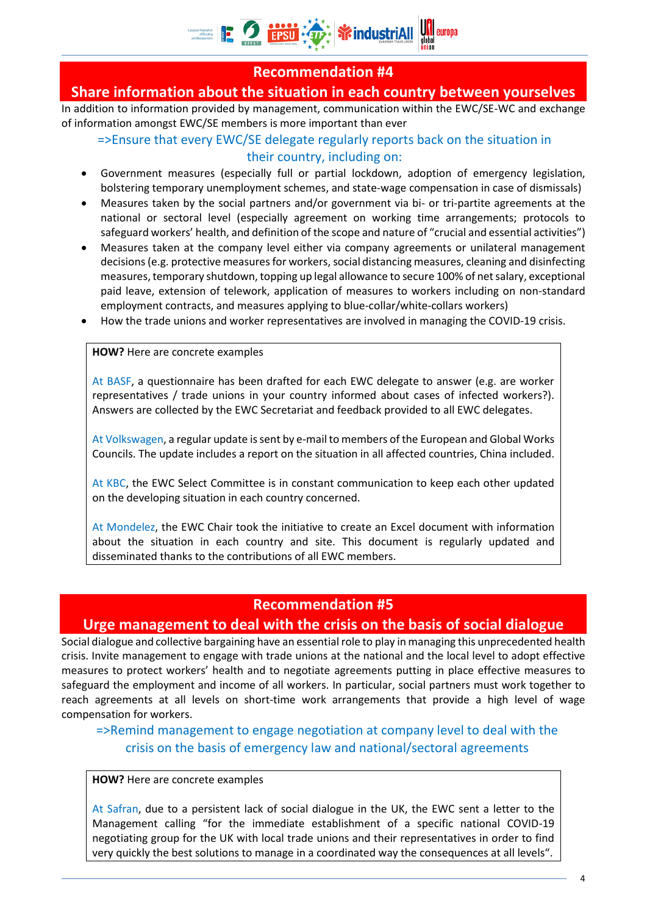## Recommendation #4
## Share information about the situation in each country between yourselves

In addition to information provided by management, communication within the EWC/SE-WC and exchange of information amongst EWC/SE members is more important than ever

=>Ensure that every EWC/SE delegate regularly reports back on the situation in their country, including on:

- Government measures (especially full or partial lockdown, adoption of emergency legislation, bolstering temporary unemployment schemes, and state-wage compensation in case of dismissals)
- Measures taken by the social partners and/or government via bi- or tri-partite agreements at the national or sectoral level (especially agreement on working time arrangements; protocols to safeguard workers' health, and definition of the scope and nature of "crucial and essential activities")
- Measures taken at the company level either via company agreements or unilateral management decisions (e.g. protective measures for workers, social distancing measures, cleaning and disinfecting measures, temporary shutdown, topping up legal allowance to secure 100% of net salary, exceptional paid leave, extension of telework, application of measures to workers including on non-standard employment contracts, and measures applying to blue-collar/white-collars workers)
- How the trade unions and worker representatives are involved in managing the COVID-19 crisis.

> **HOW?** Here are concrete examples
>
> At BASF, a questionnaire has been drafted for each EWC delegate to answer (e.g. are worker representatives / trade unions in your country informed about cases of infected workers?). Answers are collected by the EWC Secretariat and feedback provided to all EWC delegates.
>
> At Volkswagen, a regular update is sent by e-mail to members of the European and Global Works Councils. The update includes a report on the situation in all affected countries, China included.
>
> At KBC, the EWC Select Committee is in constant communication to keep each other updated on the developing situation in each country concerned.
>
> At Mondelez, the EWC Chair took the initiative to create an Excel document with information about the situation in each country and site. This document is regularly updated and disseminated thanks to the contributions of all EWC members.

## Recommendation #5
## Urge management to deal with the crisis on the basis of social dialogue

Social dialogue and collective bargaining have an essential role to play in managing this unprecedented health crisis. Invite management to engage with trade unions at the national and the local level to adopt effective measures to protect workers' health and to negotiate agreements putting in place effective measures to safeguard the employment and income of all workers. In particular, social partners must work together to reach agreements at all levels on short-time work arrangements that provide a high level of wage compensation for workers.

=>Remind management to engage negotiation at company level to deal with the crisis on the basis of emergency law and national/sectoral agreements

> **HOW?** Here are concrete examples
>
> At Safran, due to a persistent lack of social dialogue in the UK, the EWC sent a letter to the Management calling "for the immediate establishment of a specific national COVID-19 negotiating group for the UK with local trade unions and their representatives in order to find very quickly the best solutions to manage in a coordinated way the consequences at all levels".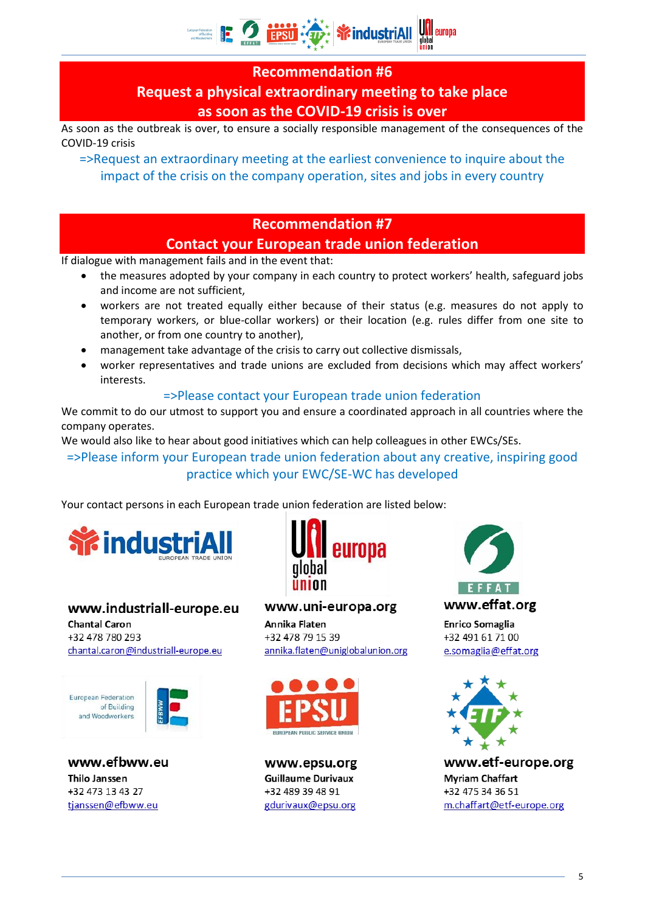## Recommendation #6
## Request a physical extraordinary meeting to take place as soon as the COVID-19 crisis is over

As soon as the outbreak is over, to ensure a socially responsible management of the consequences of the COVID-19 crisis

=>Request an extraordinary meeting at the earliest convenience to inquire about the impact of the crisis on the company operation, sites and jobs in every country

## Recommendation #7
## Contact your European trade union federation

If dialogue with management fails and in the event that:

- the measures adopted by your company in each country to protect workers' health, safeguard jobs and income are not sufficient,
- workers are not treated equally either because of their status (e.g. measures do not apply to temporary workers, or blue-collar workers) or their location (e.g. rules differ from one site to another, or from one country to another),
- management take advantage of the crisis to carry out collective dismissals,
- worker representatives and trade unions are excluded from decisions which may affect workers' interests.

=>Please contact your European trade union federation

We commit to do our utmost to support you and ensure a coordinated approach in all countries where the company operates.

We would also like to hear about good initiatives which can help colleagues in other EWCs/SEs.

=>Please inform your European trade union federation about any creative, inspiring good practice which your EWC/SE-WC has developed

Your contact persons in each European trade union federation are listed below:

**www.industriall-europe.eu**
Chantal Caron
+32 478 780 293
chantal.caron@industriall-europe.eu

**www.uni-europa.org**
Annika Flaten
+32 478 79 15 39
annika.flaten@uniglobalunion.org

**www.effat.org**
Enrico Somaglia
+32 491 61 71 00
e.somaglia@effat.org

**www.efbww.eu**
Thilo Janssen
+32 473 13 43 27
tjanssen@efbww.eu

**www.epsu.org**
Guillaume Durivaux
+32 489 39 48 91
gdurivaux@epsu.org

**www.etf-europe.org**
Myriam Chaffart
+32 475 34 36 51
m.chaffart@etf-europe.org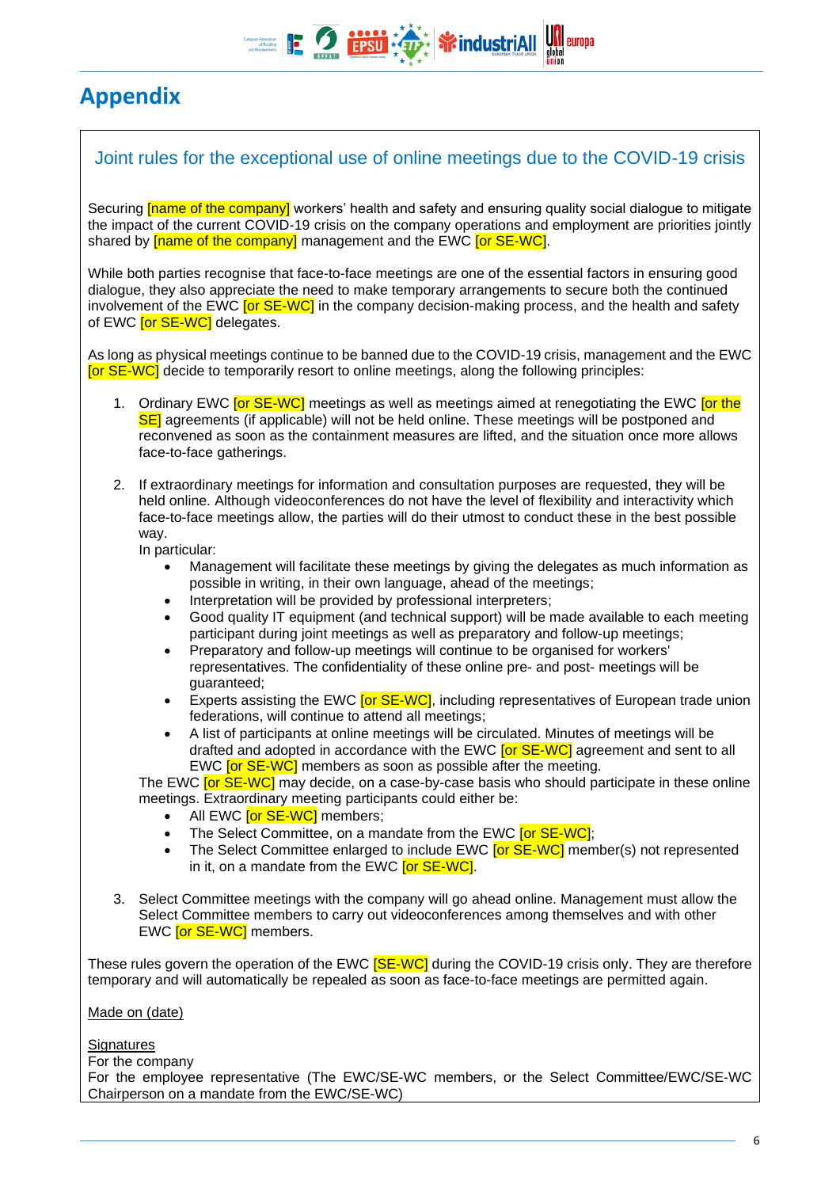# Appendix

## Joint rules for the exceptional use of online meetings due to the COVID-19 crisis

Securing [name of the company] workers' health and safety and ensuring quality social dialogue to mitigate the impact of the current COVID-19 crisis on the company operations and employment are priorities jointly shared by [name of the company] management and the EWC [or SE-WC].

While both parties recognise that face-to-face meetings are one of the essential factors in ensuring good dialogue, they also appreciate the need to make temporary arrangements to secure both the continued involvement of the EWC [or SE-WC] in the company decision-making process, and the health and safety of EWC [or SE-WC] delegates.

As long as physical meetings continue to be banned due to the COVID-19 crisis, management and the EWC [or SE-WC] decide to temporarily resort to online meetings, along the following principles:

1. Ordinary EWC [or SE-WC] meetings as well as meetings aimed at renegotiating the EWC [or the SE] agreements (if applicable) will not be held online. These meetings will be postponed and reconvened as soon as the containment measures are lifted, and the situation once more allows face-to-face gatherings.

2. If extraordinary meetings for information and consultation purposes are requested, they will be held online. Although videoconferences do not have the level of flexibility and interactivity which face-to-face meetings allow, the parties will do their utmost to conduct these in the best possible way.
   In particular:
   - Management will facilitate these meetings by giving the delegates as much information as possible in writing, in their own language, ahead of the meetings;
   - Interpretation will be provided by professional interpreters;
   - Good quality IT equipment (and technical support) will be made available to each meeting participant during joint meetings as well as preparatory and follow-up meetings;
   - Preparatory and follow-up meetings will continue to be organised for workers' representatives. The confidentiality of these online pre- and post- meetings will be guaranteed;
   - Experts assisting the EWC [or SE-WC], including representatives of European trade union federations, will continue to attend all meetings;
   - A list of participants at online meetings will be circulated. Minutes of meetings will be drafted and adopted in accordance with the EWC [or SE-WC] agreement and sent to all EWC [or SE-WC] members as soon as possible after the meeting.

   The EWC [or SE-WC] may decide, on a case-by-case basis who should participate in these online meetings. Extraordinary meeting participants could either be:
   - All EWC [or SE-WC] members;
   - The Select Committee, on a mandate from the EWC [or SE-WC];
   - The Select Committee enlarged to include EWC [or SE-WC] member(s) not represented in it, on a mandate from the EWC [or SE-WC].

3. Select Committee meetings with the company will go ahead online. Management must allow the Select Committee members to carry out videoconferences among themselves and with other EWC [or SE-WC] members.

These rules govern the operation of the EWC [SE-WC] during the COVID-19 crisis only. They are therefore temporary and will automatically be repealed as soon as face-to-face meetings are permitted again.

Made on (date)

Signatures
For the company
For the employee representative (The EWC/SE-WC members, or the Select Committee/EWC/SE-WC Chairperson on a mandate from the EWC/SE-WC)